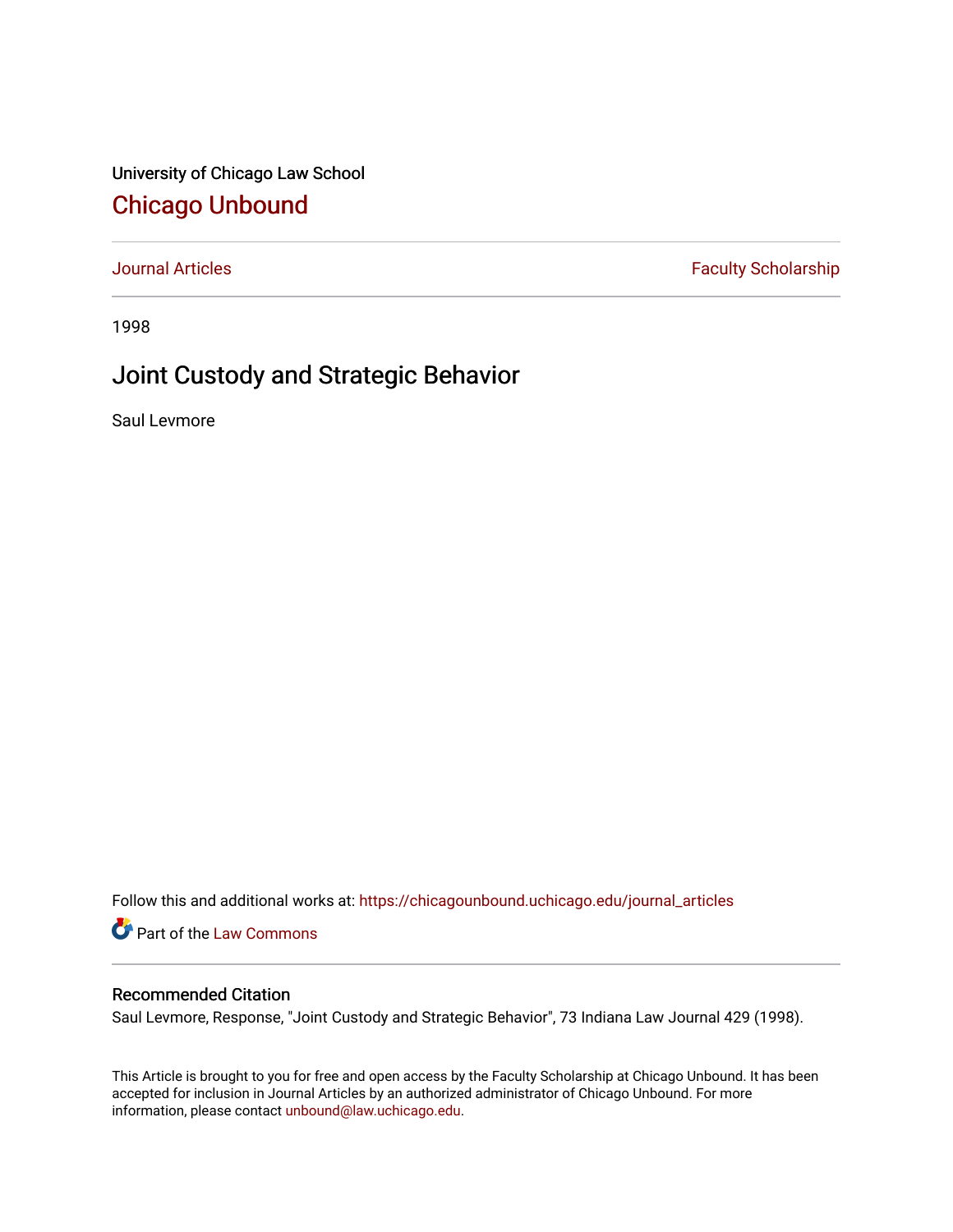University of Chicago Law School

# Chicago Unbound

Journal Articles | Faculty Scholarship

1998

## Joint Custody and Strategic Behavior

Saul Levmore

Follow this and additional works at: https://chicagounbound.uchicago.edu/journal_articles

Part of the Law Commons

### Recommended Citation

Saul Levmore, Response, "Joint Custody and Strategic Behavior", 73 Indiana Law Journal 429 (1998).

This Article is brought to you for free and open access by the Faculty Scholarship at Chicago Unbound. It has been accepted for inclusion in Journal Articles by an authorized administrator of Chicago Unbound. For more information, please contact unbound@law.uchicago.edu.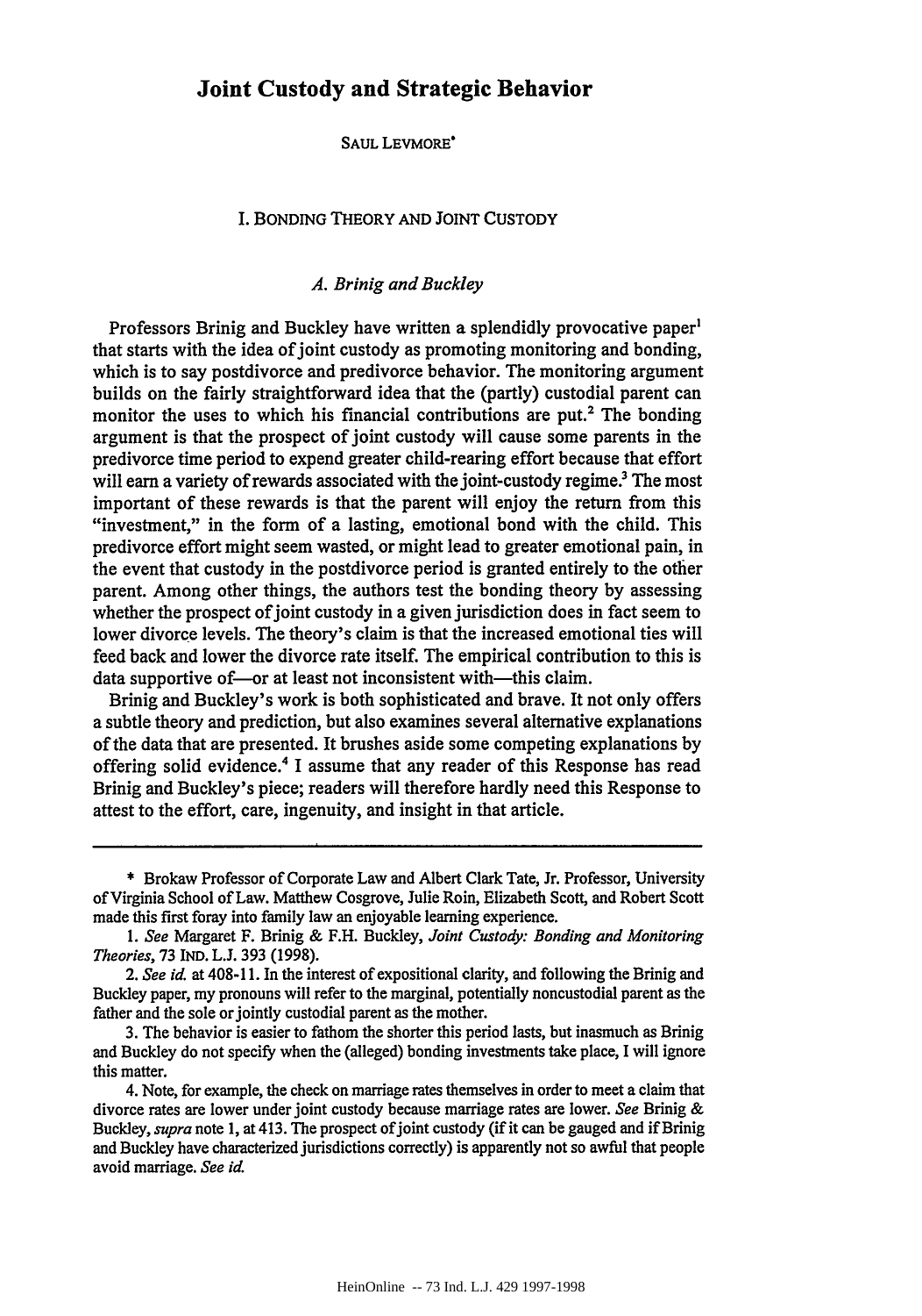# Joint Custody and Strategic Behavior

SAUL LEVMORE*

## I. BONDING THEORY AND JOINT CUSTODY

### *A. Brinig and Buckley*

Professors Brinig and Buckley have written a splendidly provocative paper[1] that starts with the idea of joint custody as promoting monitoring and bonding, which is to say postdivorce and predivorce behavior. The monitoring argument builds on the fairly straightforward idea that the (partly) custodial parent can monitor the uses to which his financial contributions are put.[2] The bonding argument is that the prospect of joint custody will cause some parents in the predivorce time period to expend greater child-rearing effort because that effort will earn a variety of rewards associated with the joint-custody regime.[3] The most important of these rewards is that the parent will enjoy the return from this "investment," in the form of a lasting, emotional bond with the child. This predivorce effort might seem wasted, or might lead to greater emotional pain, in the event that custody in the postdivorce period is granted entirely to the other parent. Among other things, the authors test the bonding theory by assessing whether the prospect of joint custody in a given jurisdiction does in fact seem to lower divorce levels. The theory's claim is that the increased emotional ties will feed back and lower the divorce rate itself. The empirical contribution to this is data supportive of—or at least not inconsistent with—this claim.

Brinig and Buckley's work is both sophisticated and brave. It not only offers a subtle theory and prediction, but also examines several alternative explanations of the data that are presented. It brushes aside some competing explanations by offering solid evidence.[4] I assume that any reader of this Response has read Brinig and Buckley's piece; readers will therefore hardly need this Response to attest to the effort, care, ingenuity, and insight in that article.

---

\* Brokaw Professor of Corporate Law and Albert Clark Tate, Jr. Professor, University of Virginia School of Law. Matthew Cosgrove, Julie Roin, Elizabeth Scott, and Robert Scott made this first foray into family law an enjoyable learning experience.

1. *See* Margaret F. Brinig & F.H. Buckley, *Joint Custody: Bonding and Monitoring Theories*, 73 IND. L.J. 393 (1998).

2. *See id.* at 408-11. In the interest of expositional clarity, and following the Brinig and Buckley paper, my pronouns will refer to the marginal, potentially noncustodial parent as the father and the sole or jointly custodial parent as the mother.

3. The behavior is easier to fathom the shorter this period lasts, but inasmuch as Brinig and Buckley do not specify when the (alleged) bonding investments take place, I will ignore this matter.

4. Note, for example, the check on marriage rates themselves in order to meet a claim that divorce rates are lower under joint custody because marriage rates are lower. *See* Brinig & Buckley, *supra* note 1, at 413. The prospect of joint custody (if it can be gauged and if Brinig and Buckley have characterized jurisdictions correctly) is apparently not so awful that people avoid marriage. *See id.*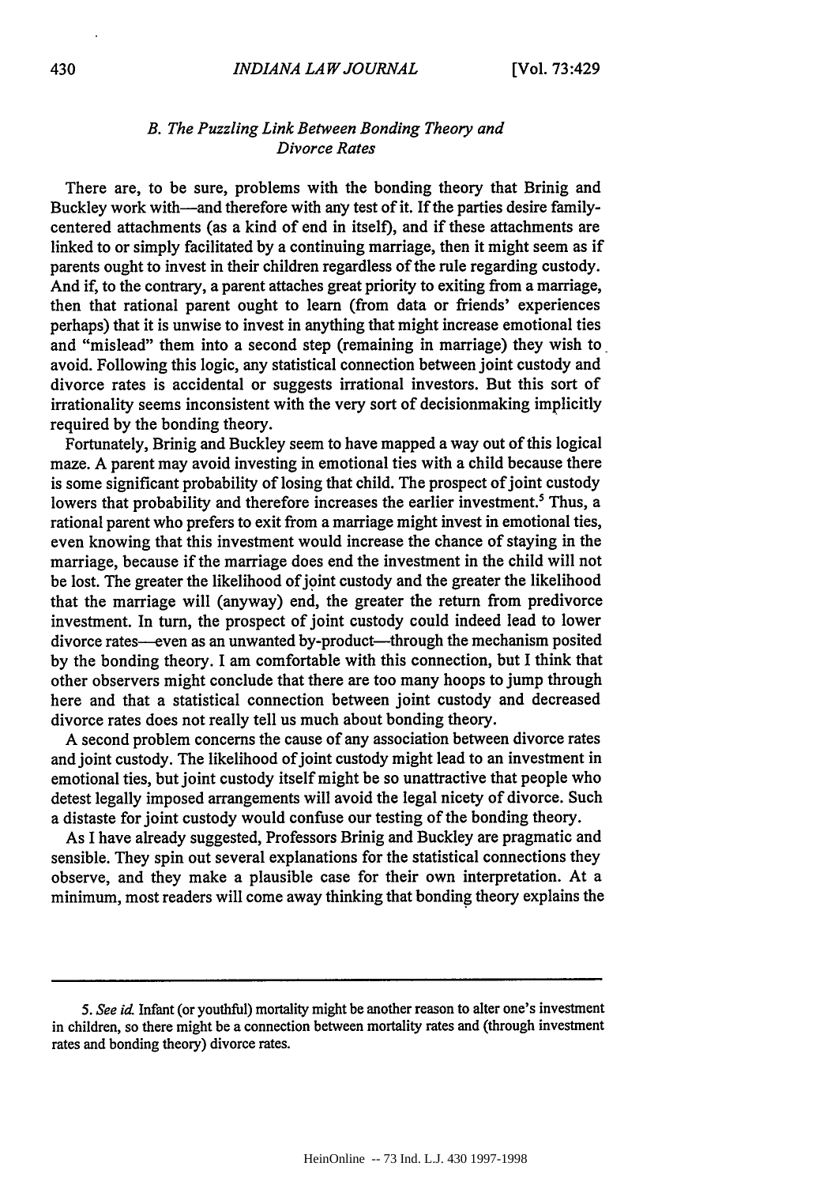### *B. The Puzzling Link Between Bonding Theory and Divorce Rates*

There are, to be sure, problems with the bonding theory that Brinig and Buckley work with—and therefore with any test of it. If the parties desire family-centered attachments (as a kind of end in itself), and if these attachments are linked to or simply facilitated by a continuing marriage, then it might seem as if parents ought to invest in their children regardless of the rule regarding custody. And if, to the contrary, a parent attaches great priority to exiting from a marriage, then that rational parent ought to learn (from data or friends' experiences perhaps) that it is unwise to invest in anything that might increase emotional ties and "mislead" them into a second step (remaining in marriage) they wish to avoid. Following this logic, any statistical connection between joint custody and divorce rates is accidental or suggests irrational investors. But this sort of irrationality seems inconsistent with the very sort of decisionmaking implicitly required by the bonding theory.

Fortunately, Brinig and Buckley seem to have mapped a way out of this logical maze. A parent may avoid investing in emotional ties with a child because there is some significant probability of losing that child. The prospect of joint custody lowers that probability and therefore increases the earlier investment.[5] Thus, a rational parent who prefers to exit from a marriage might invest in emotional ties, even knowing that this investment would increase the chance of staying in the marriage, because if the marriage does end the investment in the child will not be lost. The greater the likelihood of joint custody and the greater the likelihood that the marriage will (anyway) end, the greater the return from predivorce investment. In turn, the prospect of joint custody could indeed lead to lower divorce rates—even as an unwanted by-product—through the mechanism posited by the bonding theory. I am comfortable with this connection, but I think that other observers might conclude that there are too many hoops to jump through here and that a statistical connection between joint custody and decreased divorce rates does not really tell us much about bonding theory.

A second problem concerns the cause of any association between divorce rates and joint custody. The likelihood of joint custody might lead to an investment in emotional ties, but joint custody itself might be so unattractive that people who detest legally imposed arrangements will avoid the legal nicety of divorce. Such a distaste for joint custody would confuse our testing of the bonding theory.

As I have already suggested, Professors Brinig and Buckley are pragmatic and sensible. They spin out several explanations for the statistical connections they observe, and they make a plausible case for their own interpretation. At a minimum, most readers will come away thinking that bonding theory explains the

---

5. *See id.* Infant (or youthful) mortality might be another reason to alter one's investment in children, so there might be a connection between mortality rates and (through investment rates and bonding theory) divorce rates.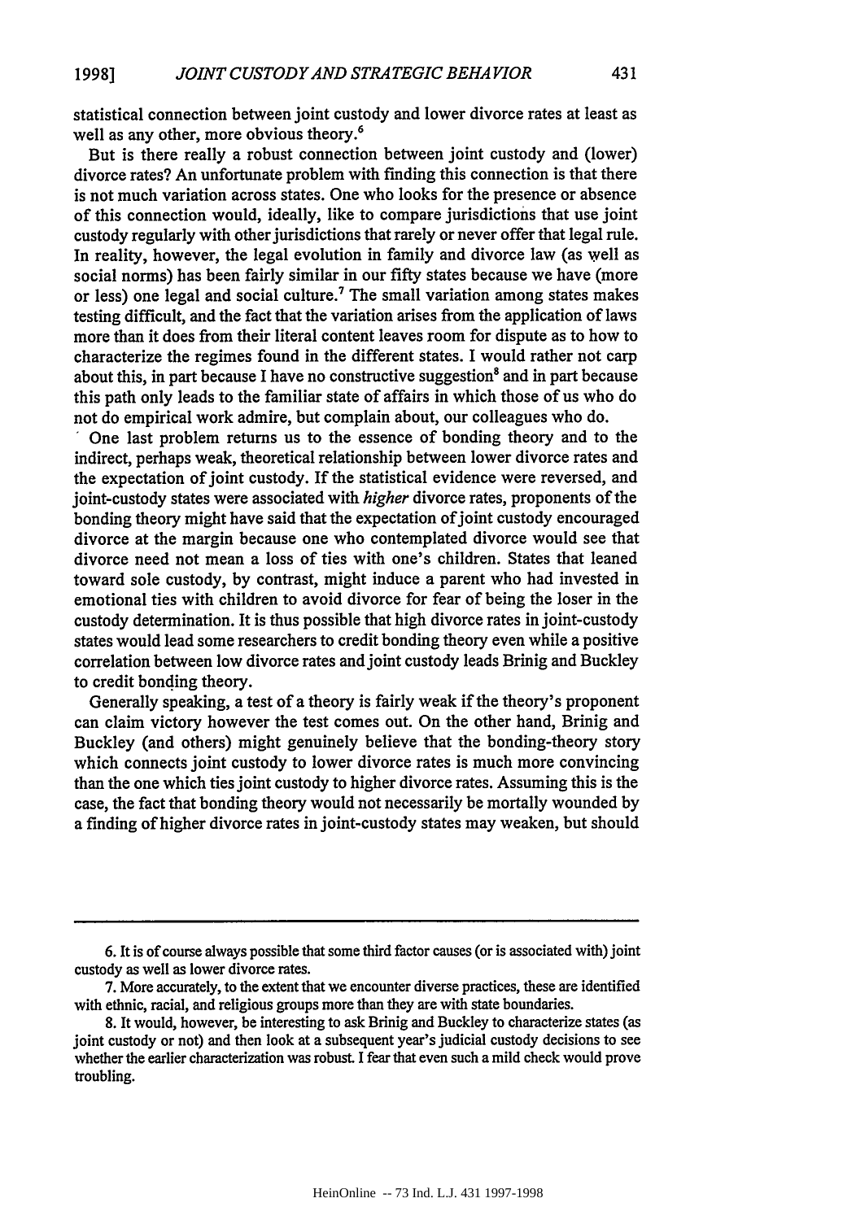statistical connection between joint custody and lower divorce rates at least as well as any other, more obvious theory.[6]

But is there really a robust connection between joint custody and (lower) divorce rates? An unfortunate problem with finding this connection is that there is not much variation across states. One who looks for the presence or absence of this connection would, ideally, like to compare jurisdictions that use joint custody regularly with other jurisdictions that rarely or never offer that legal rule. In reality, however, the legal evolution in family and divorce law (as well as social norms) has been fairly similar in our fifty states because we have (more or less) one legal and social culture.[7] The small variation among states makes testing difficult, and the fact that the variation arises from the application of laws more than it does from their literal content leaves room for dispute as to how to characterize the regimes found in the different states. I would rather not carp about this, in part because I have no constructive suggestion[8] and in part because this path only leads to the familiar state of affairs in which those of us who do not do empirical work admire, but complain about, our colleagues who do.

One last problem returns us to the essence of bonding theory and to the indirect, perhaps weak, theoretical relationship between lower divorce rates and the expectation of joint custody. If the statistical evidence were reversed, and joint-custody states were associated with *higher* divorce rates, proponents of the bonding theory might have said that the expectation of joint custody encouraged divorce at the margin because one who contemplated divorce would see that divorce need not mean a loss of ties with one's children. States that leaned toward sole custody, by contrast, might induce a parent who had invested in emotional ties with children to avoid divorce for fear of being the loser in the custody determination. It is thus possible that high divorce rates in joint-custody states would lead some researchers to credit bonding theory even while a positive correlation between low divorce rates and joint custody leads Brinig and Buckley to credit bonding theory.

Generally speaking, a test of a theory is fairly weak if the theory's proponent can claim victory however the test comes out. On the other hand, Brinig and Buckley (and others) might genuinely believe that the bonding-theory story which connects joint custody to lower divorce rates is much more convincing than the one which ties joint custody to higher divorce rates. Assuming this is the case, the fact that bonding theory would not necessarily be mortally wounded by a finding of higher divorce rates in joint-custody states may weaken, but should

---

6. It is of course always possible that some third factor causes (or is associated with) joint custody as well as lower divorce rates.

7. More accurately, to the extent that we encounter diverse practices, these are identified with ethnic, racial, and religious groups more than they are with state boundaries.

8. It would, however, be interesting to ask Brinig and Buckley to characterize states (as joint custody or not) and then look at a subsequent year's judicial custody decisions to see whether the earlier characterization was robust. I fear that even such a mild check would prove troubling.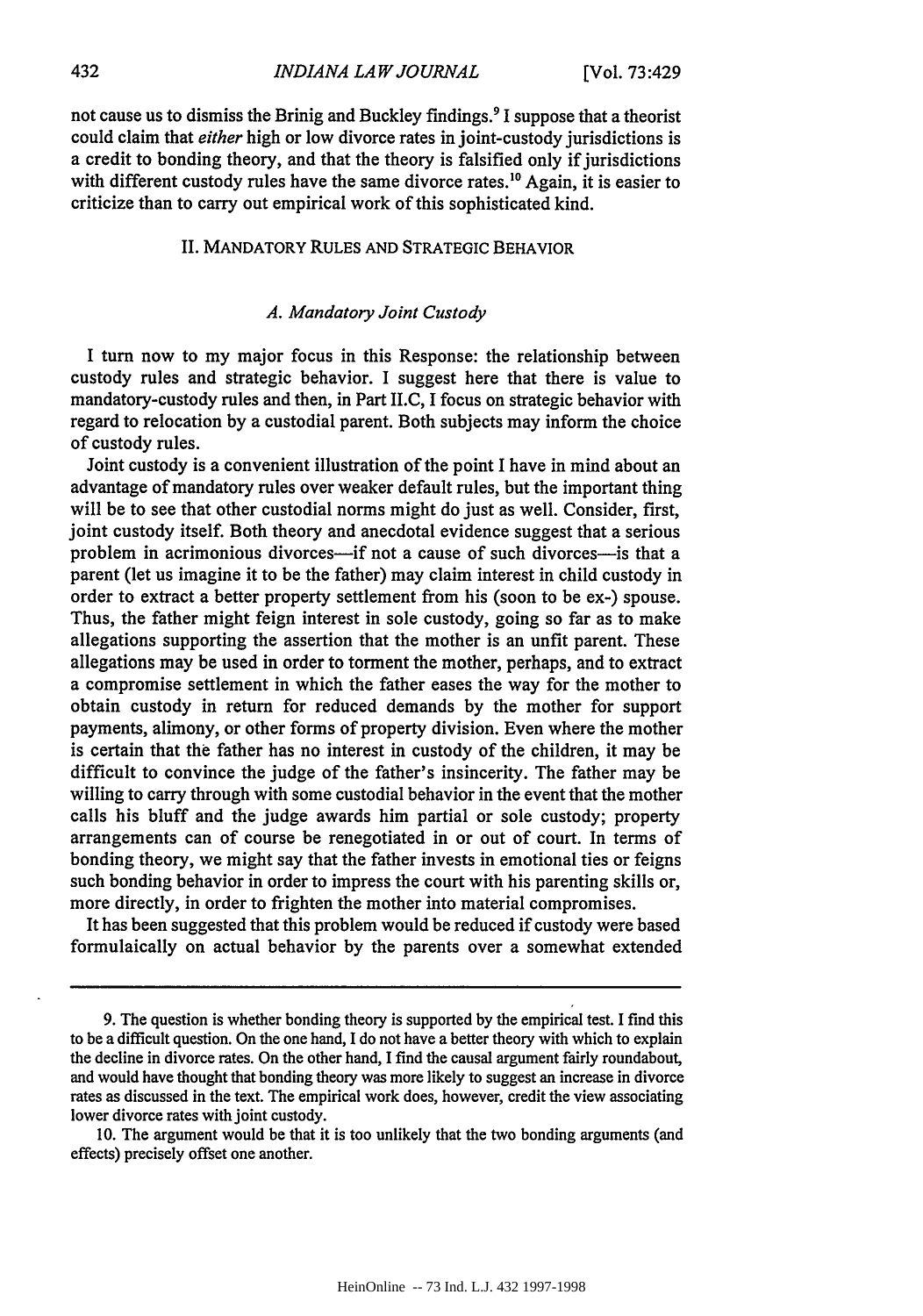not cause us to dismiss the Brinig and Buckley findings.[9] I suppose that a theorist could claim that *either* high or low divorce rates in joint-custody jurisdictions is a credit to bonding theory, and that the theory is falsified only if jurisdictions with different custody rules have the same divorce rates.[10] Again, it is easier to criticize than to carry out empirical work of this sophisticated kind.

## II. MANDATORY RULES AND STRATEGIC BEHAVIOR

### *A. Mandatory Joint Custody*

I turn now to my major focus in this Response: the relationship between custody rules and strategic behavior. I suggest here that there is value to mandatory-custody rules and then, in Part II.C, I focus on strategic behavior with regard to relocation by a custodial parent. Both subjects may inform the choice of custody rules.

Joint custody is a convenient illustration of the point I have in mind about an advantage of mandatory rules over weaker default rules, but the important thing will be to see that other custodial norms might do just as well. Consider, first, joint custody itself. Both theory and anecdotal evidence suggest that a serious problem in acrimonious divorces—if not a cause of such divorces—is that a parent (let us imagine it to be the father) may claim interest in child custody in order to extract a better property settlement from his (soon to be ex-) spouse. Thus, the father might feign interest in sole custody, going so far as to make allegations supporting the assertion that the mother is an unfit parent. These allegations may be used in order to torment the mother, perhaps, and to extract a compromise settlement in which the father eases the way for the mother to obtain custody in return for reduced demands by the mother for support payments, alimony, or other forms of property division. Even where the mother is certain that the father has no interest in custody of the children, it may be difficult to convince the judge of the father's insincerity. The father may be willing to carry through with some custodial behavior in the event that the mother calls his bluff and the judge awards him partial or sole custody; property arrangements can of course be renegotiated in or out of court. In terms of bonding theory, we might say that the father invests in emotional ties or feigns such bonding behavior in order to impress the court with his parenting skills or, more directly, in order to frighten the mother into material compromises.

It has been suggested that this problem would be reduced if custody were based formulaically on actual behavior by the parents over a somewhat extended

---

9. The question is whether bonding theory is supported by the empirical test. I find this to be a difficult question. On the one hand, I do not have a better theory with which to explain the decline in divorce rates. On the other hand, I find the causal argument fairly roundabout, and would have thought that bonding theory was more likely to suggest an increase in divorce rates as discussed in the text. The empirical work does, however, credit the view associating lower divorce rates with joint custody.

10. The argument would be that it is too unlikely that the two bonding arguments (and effects) precisely offset one another.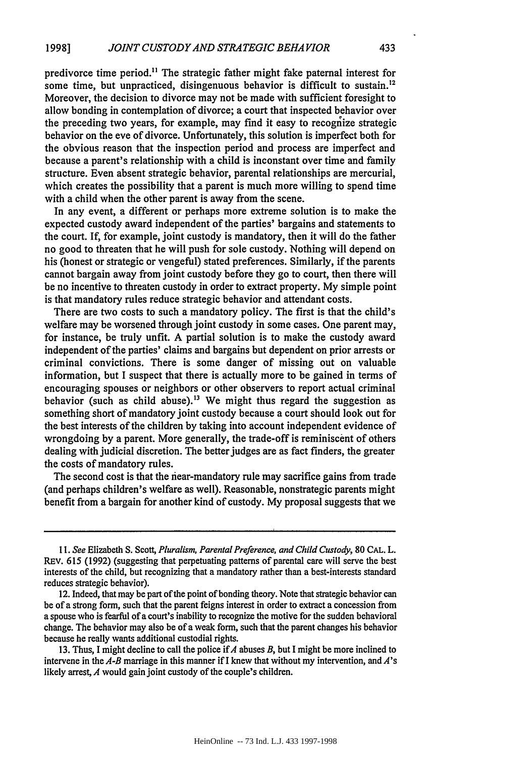predivorce time period.[11] The strategic father might fake paternal interest for some time, but unpracticed, disingenuous behavior is difficult to sustain.[12] Moreover, the decision to divorce may not be made with sufficient foresight to allow bonding in contemplation of divorce; a court that inspected behavior over the preceding two years, for example, may find it easy to recognize strategic behavior on the eve of divorce. Unfortunately, this solution is imperfect both for the obvious reason that the inspection period and process are imperfect and because a parent's relationship with a child is inconstant over time and family structure. Even absent strategic behavior, parental relationships are mercurial, which creates the possibility that a parent is much more willing to spend time with a child when the other parent is away from the scene.

In any event, a different or perhaps more extreme solution is to make the expected custody award independent of the parties' bargains and statements to the court. If, for example, joint custody is mandatory, then it will do the father no good to threaten that he will push for sole custody. Nothing will depend on his (honest or strategic or vengeful) stated preferences. Similarly, if the parents cannot bargain away from joint custody before they go to court, then there will be no incentive to threaten custody in order to extract property. My simple point is that mandatory rules reduce strategic behavior and attendant costs.

There are two costs to such a mandatory policy. The first is that the child's welfare may be worsened through joint custody in some cases. One parent may, for instance, be truly unfit. A partial solution is to make the custody award independent of the parties' claims and bargains but dependent on prior arrests or criminal convictions. There is some danger of missing out on valuable information, but I suspect that there is actually more to be gained in terms of encouraging spouses or neighbors or other observers to report actual criminal behavior (such as child abuse).[13] We might thus regard the suggestion as something short of mandatory joint custody because a court should look out for the best interests of the children by taking into account independent evidence of wrongdoing by a parent. More generally, the trade-off is reminiscent of others dealing with judicial discretion. The better judges are as fact finders, the greater the costs of mandatory rules.

The second cost is that the near-mandatory rule may sacrifice gains from trade (and perhaps children's welfare as well). Reasonable, nonstrategic parents might benefit from a bargain for another kind of custody. My proposal suggests that we

---

11. *See* Elizabeth S. Scott, *Pluralism, Parental Preference, and Child Custody*, 80 CAL. L. REV. 615 (1992) (suggesting that perpetuating patterns of parental care will serve the best interests of the child, but recognizing that a mandatory rather than a best-interests standard reduces strategic behavior).

12. Indeed, that may be part of the point of bonding theory. Note that strategic behavior can be of a strong form, such that the parent feigns interest in order to extract a concession from a spouse who is fearful of a court's inability to recognize the motive for the sudden behavioral change. The behavior may also be of a weak form, such that the parent changes his behavior because he really wants additional custodial rights.

13. Thus, I might decline to call the police if *A* abuses *B*, but I might be more inclined to intervene in the *A-B* marriage in this manner if I knew that without my intervention, and *A*'s likely arrest, *A* would gain joint custody of the couple's children.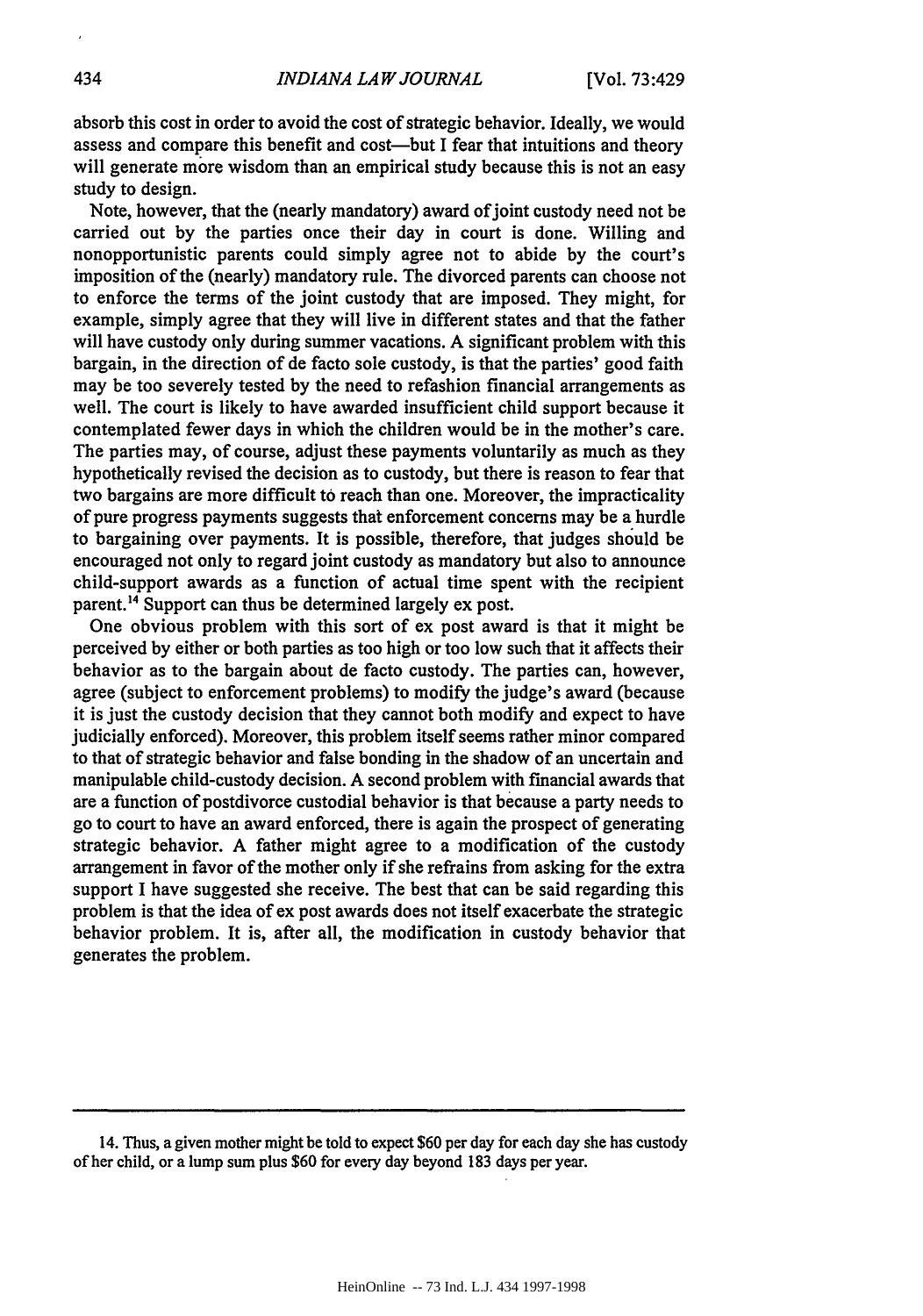absorb this cost in order to avoid the cost of strategic behavior. Ideally, we would assess and compare this benefit and cost—but I fear that intuitions and theory will generate more wisdom than an empirical study because this is not an easy study to design.

Note, however, that the (nearly mandatory) award of joint custody need not be carried out by the parties once their day in court is done. Willing and nonopportunistic parents could simply agree not to abide by the court's imposition of the (nearly) mandatory rule. The divorced parents can choose not to enforce the terms of the joint custody that are imposed. They might, for example, simply agree that they will live in different states and that the father will have custody only during summer vacations. A significant problem with this bargain, in the direction of de facto sole custody, is that the parties' good faith may be too severely tested by the need to refashion financial arrangements as well. The court is likely to have awarded insufficient child support because it contemplated fewer days in which the children would be in the mother's care. The parties may, of course, adjust these payments voluntarily as much as they hypothetically revised the decision as to custody, but there is reason to fear that two bargains are more difficult to reach than one. Moreover, the impracticality of pure progress payments suggests that enforcement concerns may be a hurdle to bargaining over payments. It is possible, therefore, that judges should be encouraged not only to regard joint custody as mandatory but also to announce child-support awards as a function of actual time spent with the recipient parent.[14] Support can thus be determined largely ex post.

One obvious problem with this sort of ex post award is that it might be perceived by either or both parties as too high or too low such that it affects their behavior as to the bargain about de facto custody. The parties can, however, agree (subject to enforcement problems) to modify the judge's award (because it is just the custody decision that they cannot both modify and expect to have judicially enforced). Moreover, this problem itself seems rather minor compared to that of strategic behavior and false bonding in the shadow of an uncertain and manipulable child-custody decision. A second problem with financial awards that are a function of postdivorce custodial behavior is that because a party needs to go to court to have an award enforced, there is again the prospect of generating strategic behavior. A father might agree to a modification of the custody arrangement in favor of the mother only if she refrains from asking for the extra support I have suggested she receive. The best that can be said regarding this problem is that the idea of ex post awards does not itself exacerbate the strategic behavior problem. It is, after all, the modification in custody behavior that generates the problem.

---

14. Thus, a given mother might be told to expect $60 per day for each day she has custody of her child, or a lump sum plus $60 for every day beyond 183 days per year.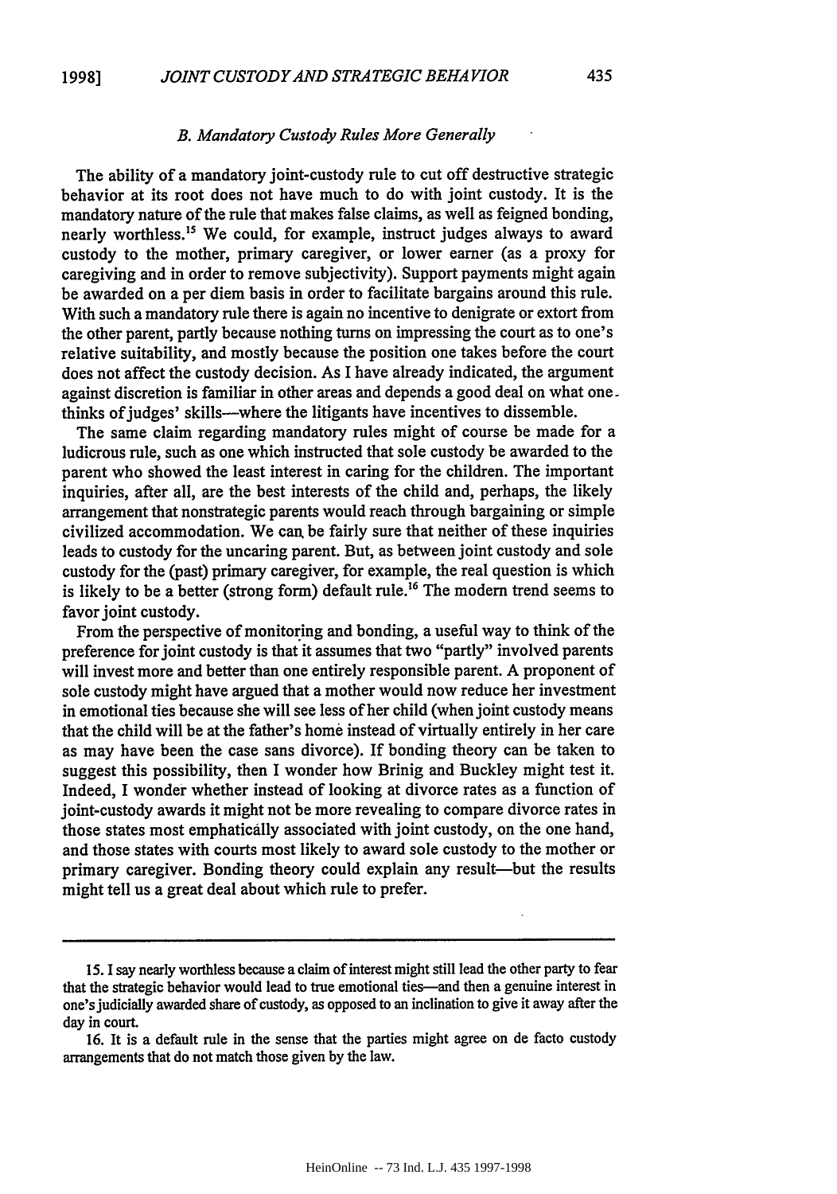### *B. Mandatory Custody Rules More Generally*

The ability of a mandatory joint-custody rule to cut off destructive strategic behavior at its root does not have much to do with joint custody. It is the mandatory nature of the rule that makes false claims, as well as feigned bonding, nearly worthless.[15] We could, for example, instruct judges always to award custody to the mother, primary caregiver, or lower earner (as a proxy for caregiving and in order to remove subjectivity). Support payments might again be awarded on a per diem basis in order to facilitate bargains around this rule. With such a mandatory rule there is again no incentive to denigrate or extort from the other parent, partly because nothing turns on impressing the court as to one's relative suitability, and mostly because the position one takes before the court does not affect the custody decision. As I have already indicated, the argument against discretion is familiar in other areas and depends a good deal on what one thinks of judges' skills—where the litigants have incentives to dissemble.

The same claim regarding mandatory rules might of course be made for a ludicrous rule, such as one which instructed that sole custody be awarded to the parent who showed the least interest in caring for the children. The important inquiries, after all, are the best interests of the child and, perhaps, the likely arrangement that nonstrategic parents would reach through bargaining or simple civilized accommodation. We can be fairly sure that neither of these inquiries leads to custody for the uncaring parent. But, as between joint custody and sole custody for the (past) primary caregiver, for example, the real question is which is likely to be a better (strong form) default rule.[16] The modern trend seems to favor joint custody.

From the perspective of monitoring and bonding, a useful way to think of the preference for joint custody is that it assumes that two "partly" involved parents will invest more and better than one entirely responsible parent. A proponent of sole custody might have argued that a mother would now reduce her investment in emotional ties because she will see less of her child (when joint custody means that the child will be at the father's home instead of virtually entirely in her care as may have been the case sans divorce). If bonding theory can be taken to suggest this possibility, then I wonder how Brinig and Buckley might test it. Indeed, I wonder whether instead of looking at divorce rates as a function of joint-custody awards it might not be more revealing to compare divorce rates in those states most emphatically associated with joint custody, on the one hand, and those states with courts most likely to award sole custody to the mother or primary caregiver. Bonding theory could explain any result—but the results might tell us a great deal about which rule to prefer.

---

15. I say nearly worthless because a claim of interest might still lead the other party to fear that the strategic behavior would lead to true emotional ties—and then a genuine interest in one's judicially awarded share of custody, as opposed to an inclination to give it away after the day in court.

16. It is a default rule in the sense that the parties might agree on de facto custody arrangements that do not match those given by the law.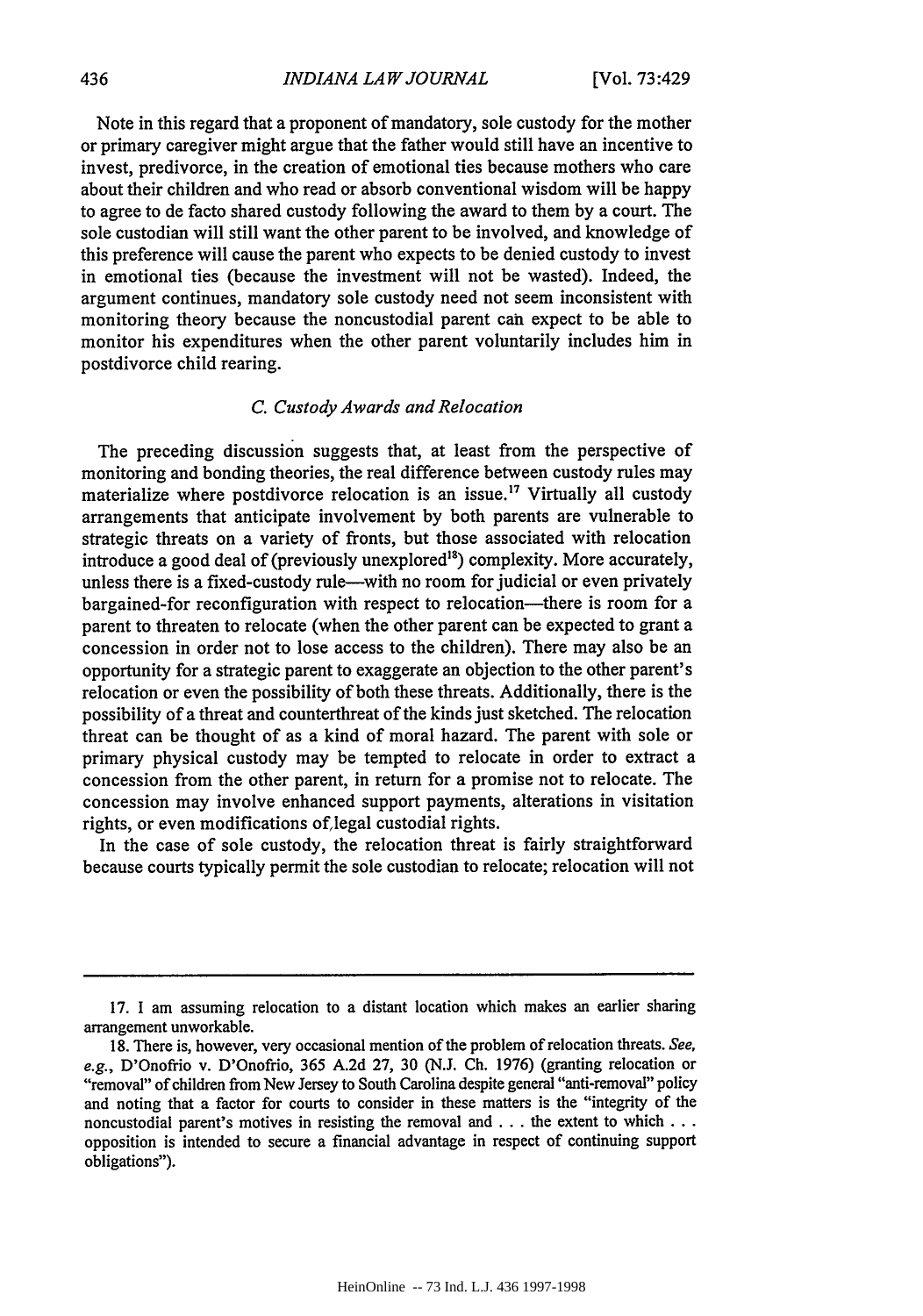Note in this regard that a proponent of mandatory, sole custody for the mother or primary caregiver might argue that the father would still have an incentive to invest, predivorce, in the creation of emotional ties because mothers who care about their children and who read or absorb conventional wisdom will be happy to agree to de facto shared custody following the award to them by a court. The sole custodian will still want the other parent to be involved, and knowledge of this preference will cause the parent who expects to be denied custody to invest in emotional ties (because the investment will not be wasted). Indeed, the argument continues, mandatory sole custody need not seem inconsistent with monitoring theory because the noncustodial parent can expect to be able to monitor his expenditures when the other parent voluntarily includes him in postdivorce child rearing.

### *C. Custody Awards and Relocation*

The preceding discussion suggests that, at least from the perspective of monitoring and bonding theories, the real difference between custody rules may materialize where postdivorce relocation is an issue.[17] Virtually all custody arrangements that anticipate involvement by both parents are vulnerable to strategic threats on a variety of fronts, but those associated with relocation introduce a good deal of (previously unexplored[18]) complexity. More accurately, unless there is a fixed-custody rule—with no room for judicial or even privately bargained-for reconfiguration with respect to relocation—there is room for a parent to threaten to relocate (when the other parent can be expected to grant a concession in order not to lose access to the children). There may also be an opportunity for a strategic parent to exaggerate an objection to the other parent's relocation or even the possibility of both these threats. Additionally, there is the possibility of a threat and counterthreat of the kinds just sketched. The relocation threat can be thought of as a kind of moral hazard. The parent with sole or primary physical custody may be tempted to relocate in order to extract a concession from the other parent, in return for a promise not to relocate. The concession may involve enhanced support payments, alterations in visitation rights, or even modifications of legal custodial rights.

In the case of sole custody, the relocation threat is fairly straightforward because courts typically permit the sole custodian to relocate; relocation will not

---

17. I am assuming relocation to a distant location which makes an earlier sharing arrangement unworkable.

18. There is, however, very occasional mention of the problem of relocation threats. *See, e.g.*, D'Onofrio v. D'Onofrio, 365 A.2d 27, 30 (N.J. Ch. 1976) (granting relocation or "removal" of children from New Jersey to South Carolina despite general "anti-removal" policy and noting that a factor for courts to consider in these matters is the "integrity of the noncustodial parent's motives in resisting the removal and . . . the extent to which . . . opposition is intended to secure a financial advantage in respect of continuing support obligations").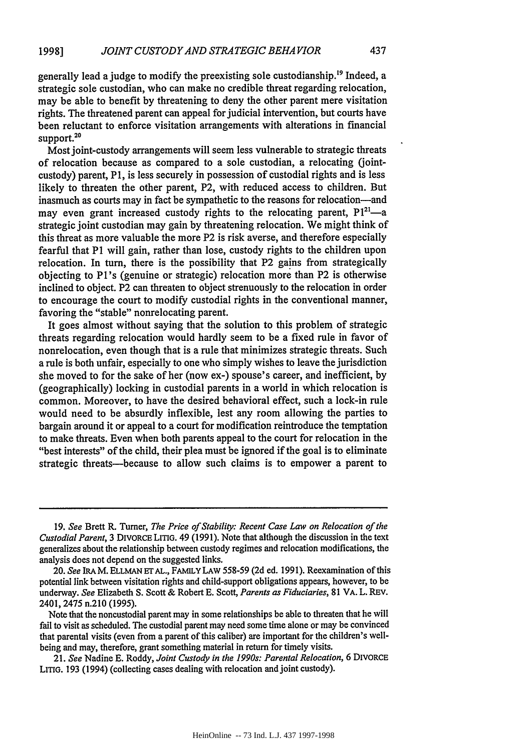generally lead a judge to modify the preexisting sole custodianship.[19] Indeed, a strategic sole custodian, who can make no credible threat regarding relocation, may be able to benefit by threatening to deny the other parent mere visitation rights. The threatened parent can appeal for judicial intervention, but courts have been reluctant to enforce visitation arrangements with alterations in financial support.[20]

Most joint-custody arrangements will seem less vulnerable to strategic threats of relocation because as compared to a sole custodian, a relocating (joint-custody) parent, P1, is less securely in possession of custodial rights and is less likely to threaten the other parent, P2, with reduced access to children. But inasmuch as courts may in fact be sympathetic to the reasons for relocation—and may even grant increased custody rights to the relocating parent, P1[21]—a strategic joint custodian may gain by threatening relocation. We might think of this threat as more valuable the more P2 is risk averse, and therefore especially fearful that P1 will gain, rather than lose, custody rights to the children upon relocation. In turn, there is the possibility that P2 gains from strategically objecting to P1's (genuine or strategic) relocation more than P2 is otherwise inclined to object. P2 can threaten to object strenuously to the relocation in order to encourage the court to modify custodial rights in the conventional manner, favoring the "stable" nonrelocating parent.

It goes almost without saying that the solution to this problem of strategic threats regarding relocation would hardly seem to be a fixed rule in favor of nonrelocation, even though that is a rule that minimizes strategic threats. Such a rule is both unfair, especially to one who simply wishes to leave the jurisdiction she moved to for the sake of her (now ex-) spouse's career, and inefficient, by (geographically) locking in custodial parents in a world in which relocation is common. Moreover, to have the desired behavioral effect, such a lock-in rule would need to be absurdly inflexible, lest any room allowing the parties to bargain around it or appeal to a court for modification reintroduce the temptation to make threats. Even when both parents appeal to the court for relocation in the "best interests" of the child, their plea must be ignored if the goal is to eliminate strategic threats—because to allow such claims is to empower a parent to

---

19. *See* Brett R. Turner, *The Price of Stability: Recent Case Law on Relocation of the Custodial Parent*, 3 DIVORCE LITIG. 49 (1991). Note that although the discussion in the text generalizes about the relationship between custody regimes and relocation modifications, the analysis does not depend on the suggested links.

20. *See* IRA M. ELLMAN ET AL., FAMILY LAW 558-59 (2d ed. 1991). Reexamination of this potential link between visitation rights and child-support obligations appears, however, to be underway. *See* Elizabeth S. Scott & Robert E. Scott, *Parents as Fiduciaries*, 81 VA. L. REV. 2401, 2475 n.210 (1995).

Note that the noncustodial parent may in some relationships be able to threaten that he will fail to visit as scheduled. The custodial parent may need some time alone or may be convinced that parental visits (even from a parent of this caliber) are important for the children's well-being and may, therefore, grant something material in return for timely visits.

21. *See* Nadine E. Roddy, *Joint Custody in the 1990s: Parental Relocation*, 6 DIVORCE LITIG. 193 (1994) (collecting cases dealing with relocation and joint custody).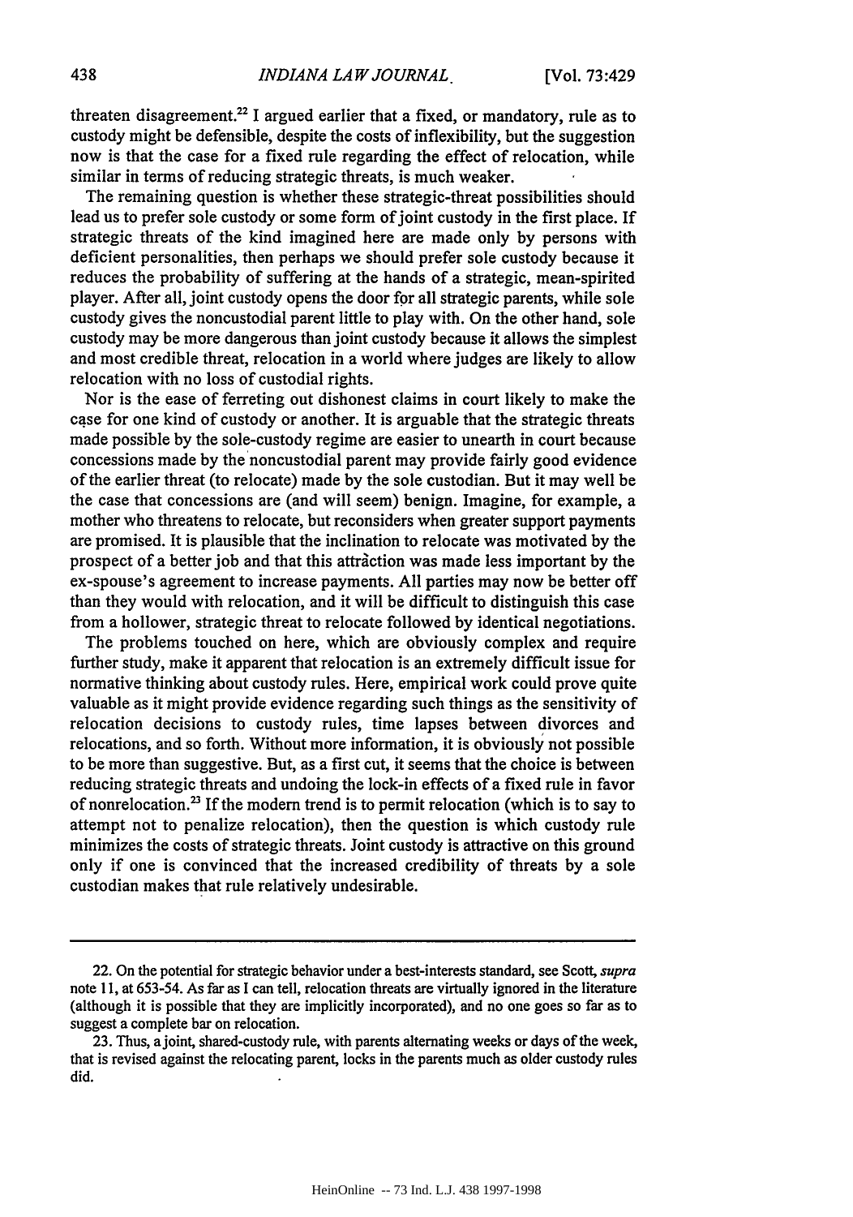threaten disagreement.[22] I argued earlier that a fixed, or mandatory, rule as to custody might be defensible, despite the costs of inflexibility, but the suggestion now is that the case for a fixed rule regarding the effect of relocation, while similar in terms of reducing strategic threats, is much weaker.

The remaining question is whether these strategic-threat possibilities should lead us to prefer sole custody or some form of joint custody in the first place. If strategic threats of the kind imagined here are made only by persons with deficient personalities, then perhaps we should prefer sole custody because it reduces the probability of suffering at the hands of a strategic, mean-spirited player. After all, joint custody opens the door for all strategic parents, while sole custody gives the noncustodial parent little to play with. On the other hand, sole custody may be more dangerous than joint custody because it allows the simplest and most credible threat, relocation in a world where judges are likely to allow relocation with no loss of custodial rights.

Nor is the ease of ferreting out dishonest claims in court likely to make the case for one kind of custody or another. It is arguable that the strategic threats made possible by the sole-custody regime are easier to unearth in court because concessions made by the noncustodial parent may provide fairly good evidence of the earlier threat (to relocate) made by the sole custodian. But it may well be the case that concessions are (and will seem) benign. Imagine, for example, a mother who threatens to relocate, but reconsiders when greater support payments are promised. It is plausible that the inclination to relocate was motivated by the prospect of a better job and that this attraction was made less important by the ex-spouse's agreement to increase payments. All parties may now be better off than they would with relocation, and it will be difficult to distinguish this case from a hollower, strategic threat to relocate followed by identical negotiations.

The problems touched on here, which are obviously complex and require further study, make it apparent that relocation is an extremely difficult issue for normative thinking about custody rules. Here, empirical work could prove quite valuable as it might provide evidence regarding such things as the sensitivity of relocation decisions to custody rules, time lapses between divorces and relocations, and so forth. Without more information, it is obviously not possible to be more than suggestive. But, as a first cut, it seems that the choice is between reducing strategic threats and undoing the lock-in effects of a fixed rule in favor of nonrelocation.[23] If the modern trend is to permit relocation (which is to say to attempt not to penalize relocation), then the question is which custody rule minimizes the costs of strategic threats. Joint custody is attractive on this ground only if one is convinced that the increased credibility of threats by a sole custodian makes that rule relatively undesirable.

---

22. On the potential for strategic behavior under a best-interests standard, see Scott, *supra* note 11, at 653-54. As far as I can tell, relocation threats are virtually ignored in the literature (although it is possible that they are implicitly incorporated), and no one goes so far as to suggest a complete bar on relocation.

23. Thus, a joint, shared-custody rule, with parents alternating weeks or days of the week, that is revised against the relocating parent, locks in the parents much as older custody rules did.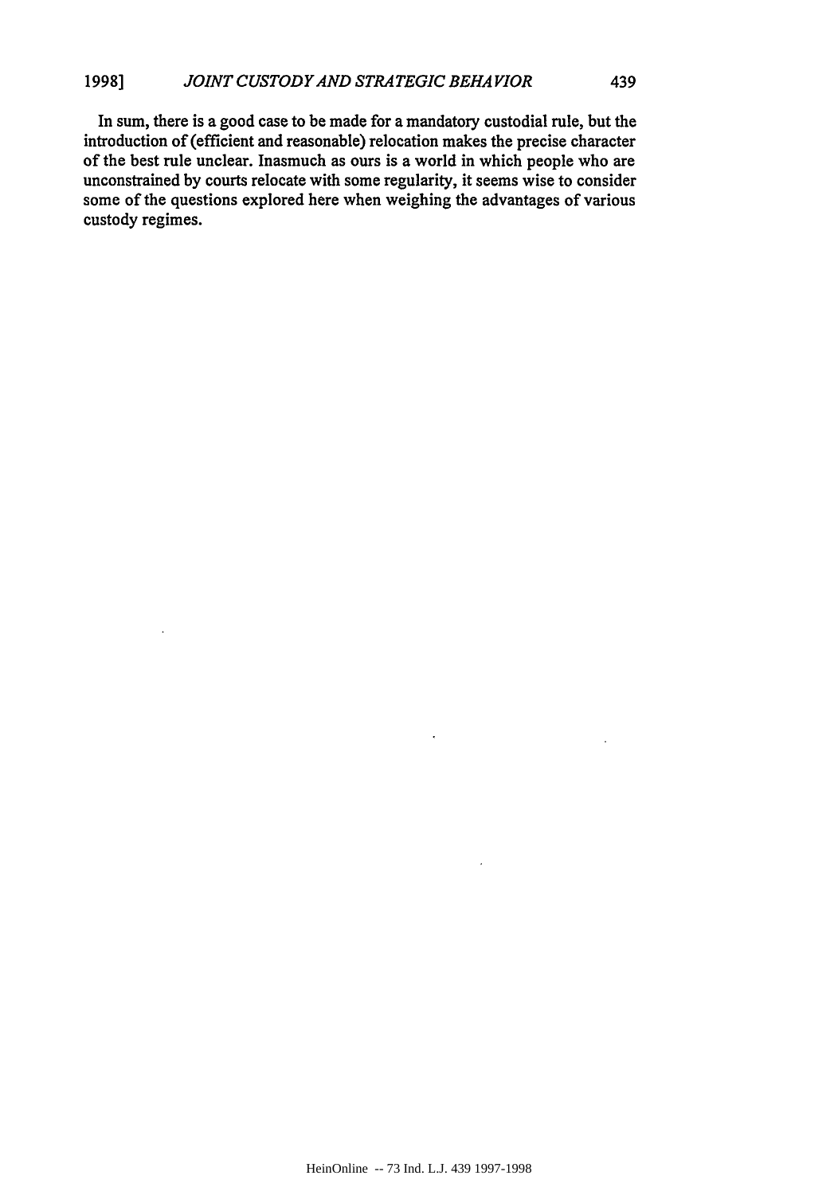In sum, there is a good case to be made for a mandatory custodial rule, but the introduction of (efficient and reasonable) relocation makes the precise character of the best rule unclear. Inasmuch as ours is a world in which people who are unconstrained by courts relocate with some regularity, it seems wise to consider some of the questions explored here when weighing the advantages of various custody regimes.